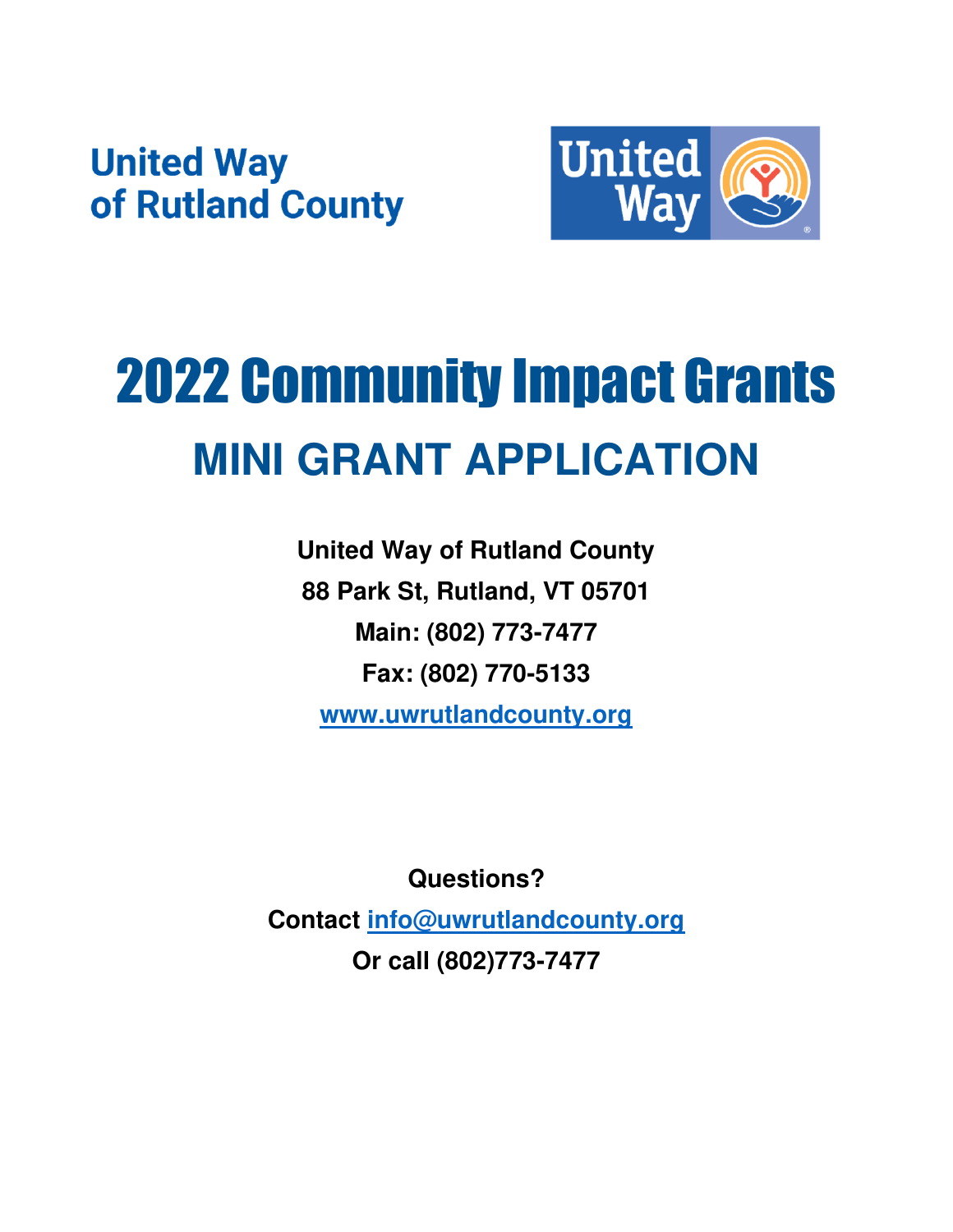United Way
of Rutland County

# 2022 Community Impact Grants

## MINI GRANT APPLICATION

**United Way of Rutland County**

**88 Park St, Rutland, VT 05701**

**Main: (802) 773-7477**

**Fax: (802) 770-5133**

**www.uwrutlandcounty.org**

**Questions?**

**Contact info@uwrutlandcounty.org**

**Or call (802)773-7477**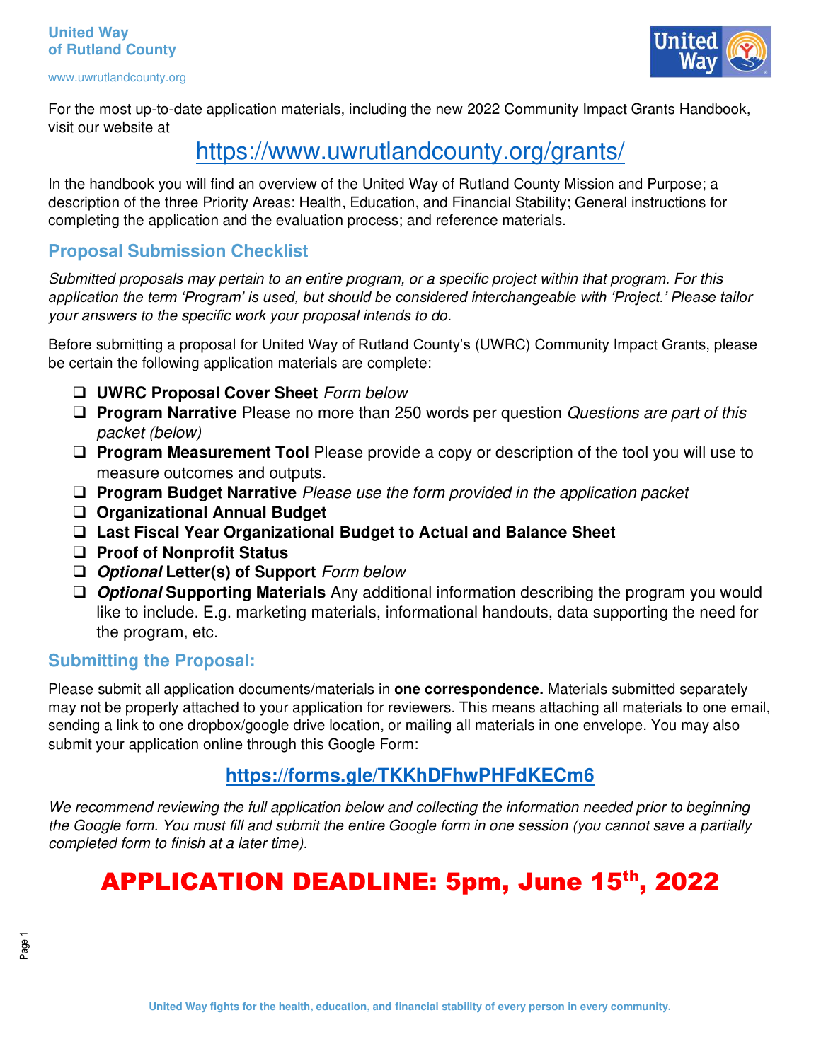United Way
of Rutland County

www.uwrutlandcounty.org

For the most up-to-date application materials, including the new 2022 Community Impact Grants Handbook, visit our website at

https://www.uwrutlandcounty.org/grants/

In the handbook you will find an overview of the United Way of Rutland County Mission and Purpose; a description of the three Priority Areas: Health, Education, and Financial Stability; General instructions for completing the application and the evaluation process; and reference materials.

## Proposal Submission Checklist

*Submitted proposals may pertain to an entire program, or a specific project within that program. For this application the term 'Program' is used, but should be considered interchangeable with 'Project.' Please tailor your answers to the specific work your proposal intends to do.*

Before submitting a proposal for United Way of Rutland County's (UWRC) Community Impact Grants, please be certain the following application materials are complete:

- ❑ **UWRC Proposal Cover Sheet** *Form below*
- ❑ **Program Narrative** Please no more than 250 words per question *Questions are part of this packet (below)*
- ❑ **Program Measurement Tool** Please provide a copy or description of the tool you will use to measure outcomes and outputs.
- ❑ **Program Budget Narrative** *Please use the form provided in the application packet*
- ❑ **Organizational Annual Budget**
- ❑ **Last Fiscal Year Organizational Budget to Actual and Balance Sheet**
- ❑ **Proof of Nonprofit Status**
- ❑ ***Optional* Letter(s) of Support** *Form below*
- ❑ ***Optional* Supporting Materials** Any additional information describing the program you would like to include. E.g. marketing materials, informational handouts, data supporting the need for the program, etc.

## Submitting the Proposal:

Please submit all application documents/materials in **one correspondence.** Materials submitted separately may not be properly attached to your application for reviewers. This means attaching all materials to one email, sending a link to one dropbox/google drive location, or mailing all materials in one envelope. You may also submit your application online through this Google Form:

**https://forms.gle/TKKhDFhwPHFdKECm6**

*We recommend reviewing the full application below and collecting the information needed prior to beginning the Google form. You must fill and submit the entire Google form in one session (you cannot save a partially completed form to finish at a later time).*

# APPLICATION DEADLINE: 5pm, June 15th, 2022

United Way fights for the health, education, and financial stability of every person in every community.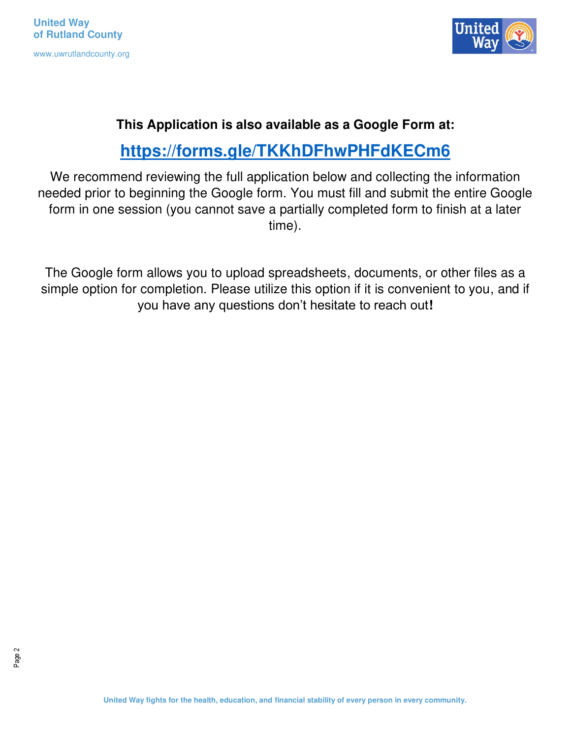**This Application is also available as a Google Form at:**

## [https://forms.gle/TKKhDFhwPHFdKECm6](https://forms.gle/TKKhDFhwPHFdKECm6)

We recommend reviewing the full application below and collecting the information needed prior to beginning the Google form. You must fill and submit the entire Google form in one session (you cannot save a partially completed form to finish at a later time).

The Google form allows you to upload spreadsheets, documents, or other files as a simple option for completion. Please utilize this option if it is convenient to you, and if you have any questions don't hesitate to reach out**!**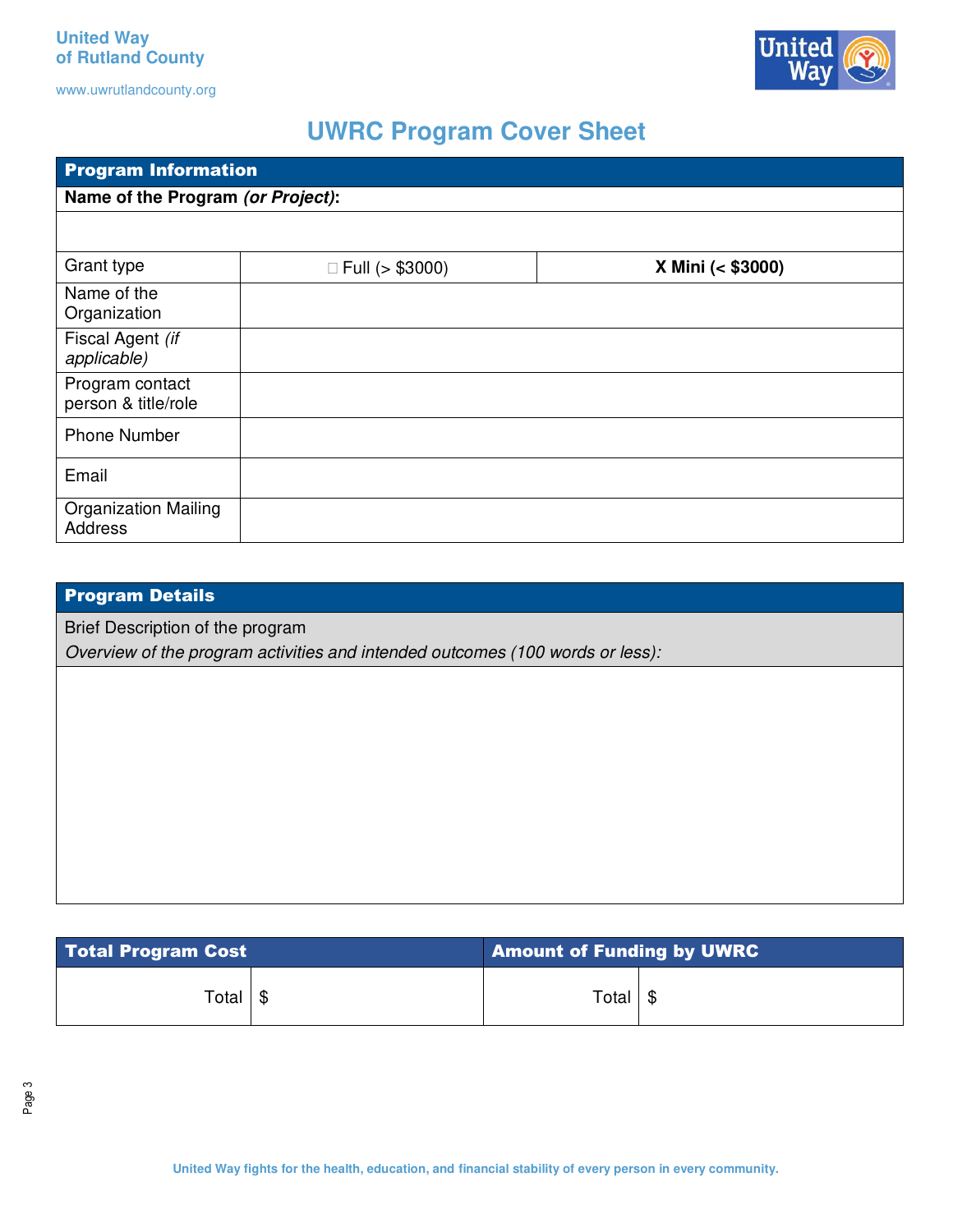United Way
of Rutland County

www.uwrutlandcounty.org

# UWRC Program Cover Sheet

| **Program Information** | | |
|---|---|---|
| **Name of the Program *(or Project)*:** | | |
| | | |
| Grant type | ☐ Full (> $3000) | **X Mini (< $3000)** |
| Name of the Organization | | |
| Fiscal Agent *(if applicable)* | | |
| Program contact person & title/role | | |
| Phone Number | | |
| Email | | |
| Organization Mailing Address | | |

| **Program Details** |
|---|
| Brief Description of the program<br>*Overview of the program activities and intended outcomes (100 words or less):* |
| |

| **Total Program Cost** | | **Amount of Funding by UWRC** | |
|---|---|---|---|
| Total | $ | Total | $ |

United Way fights for the health, education, and financial stability of every person in every community.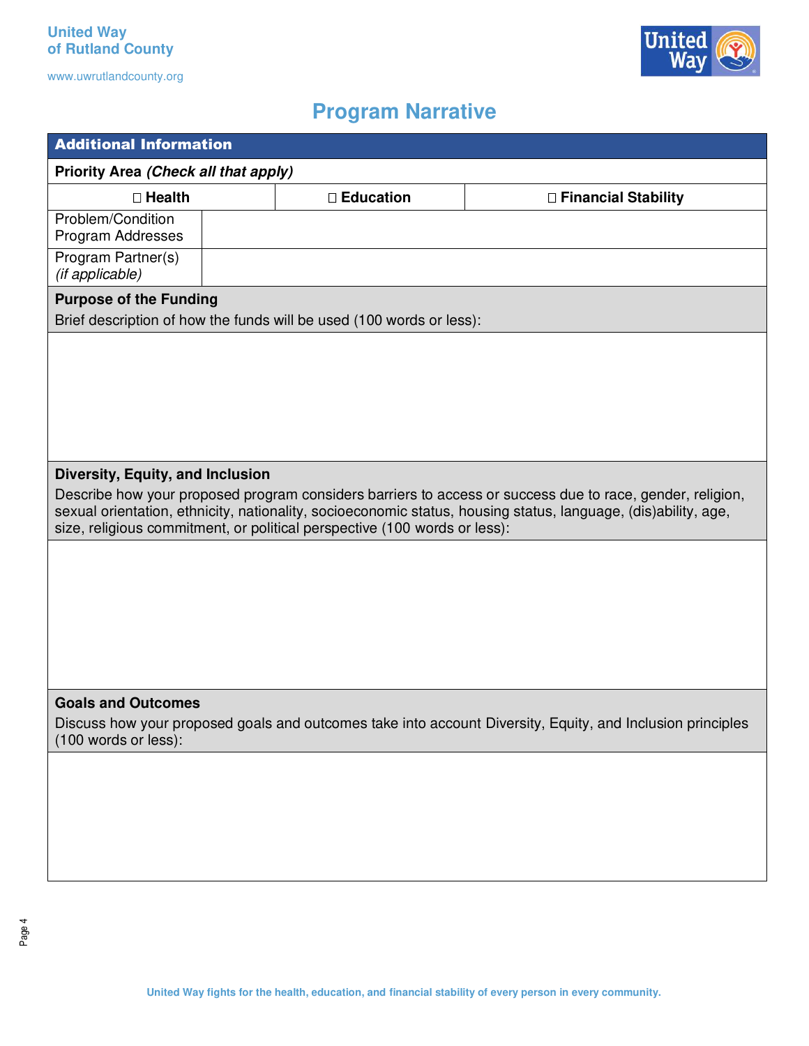United Way
of Rutland County

www.uwrutlandcounty.org

# Program Narrative

| **Additional Information** | | |
|---|---|---|
| **Priority Area *(Check all that apply)*** | | |
| ☐ **Health** | ☐ **Education** | ☐ **Financial Stability** |
| Problem/Condition Program Addresses | | |
| Program Partner(s) *(if applicable)* | | |

**Purpose of the Funding**

Brief description of how the funds will be used (100 words or less):

**Diversity, Equity, and Inclusion**

Describe how your proposed program considers barriers to access or success due to race, gender, religion, sexual orientation, ethnicity, nationality, socioeconomic status, housing status, language, (dis)ability, age, size, religious commitment, or political perspective (100 words or less):

**Goals and Outcomes**

Discuss how your proposed goals and outcomes take into account Diversity, Equity, and Inclusion principles (100 words or less):

United Way fights for the health, education, and financial stability of every person in every community.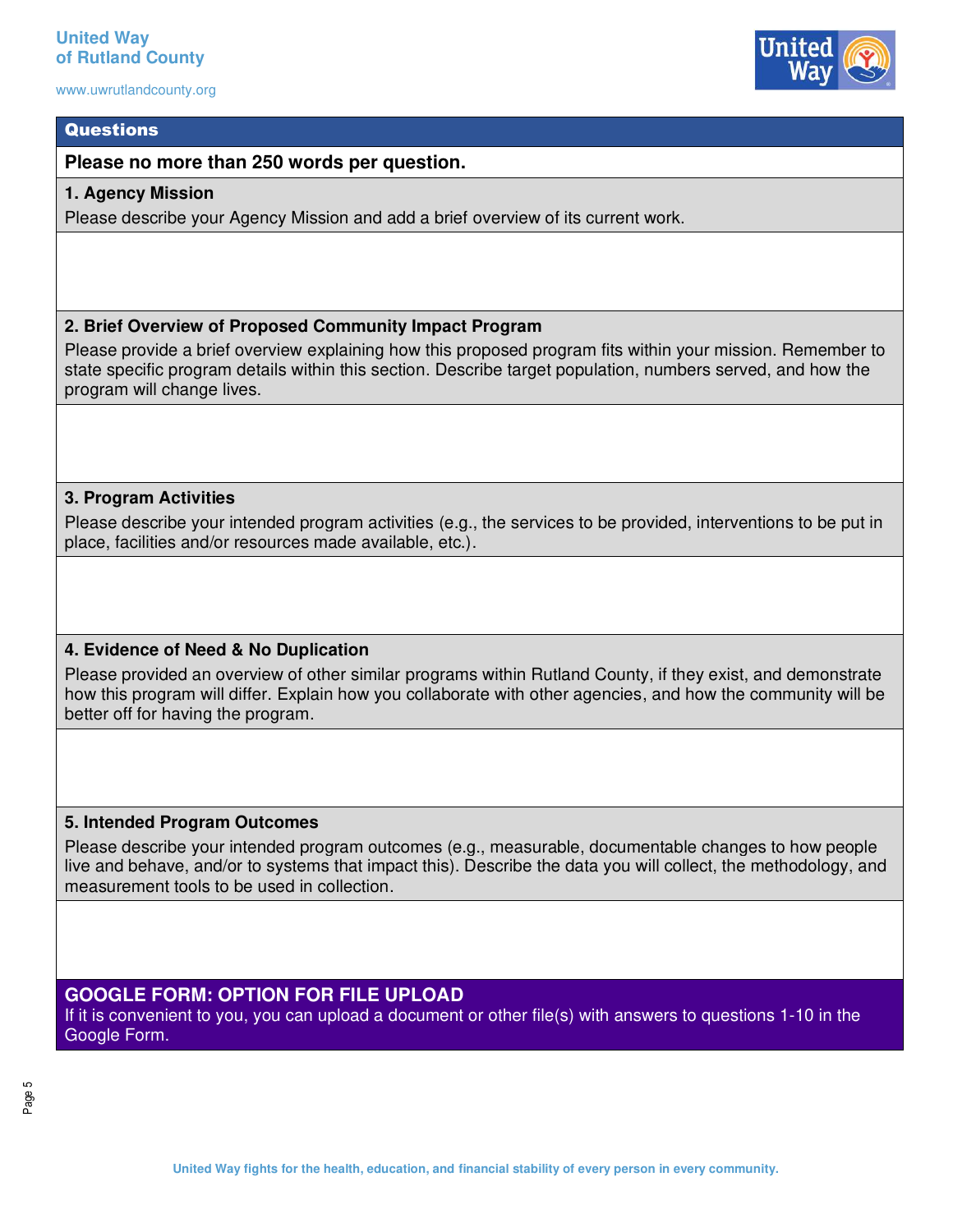## Questions

**Please no more than 250 words per question.**

### 1. Agency Mission

Please describe your Agency Mission and add a brief overview of its current work.

### 2. Brief Overview of Proposed Community Impact Program

Please provide a brief overview explaining how this proposed program fits within your mission. Remember to state specific program details within this section. Describe target population, numbers served, and how the program will change lives.

### 3. Program Activities

Please describe your intended program activities (e.g., the services to be provided, interventions to be put in place, facilities and/or resources made available, etc.).

### 4. Evidence of Need & No Duplication

Please provided an overview of other similar programs within Rutland County, if they exist, and demonstrate how this program will differ. Explain how you collaborate with other agencies, and how the community will be better off for having the program.

### 5. Intended Program Outcomes

Please describe your intended program outcomes (e.g., measurable, documentable changes to how people live and behave, and/or to systems that impact this). Describe the data you will collect, the methodology, and measurement tools to be used in collection.

## GOOGLE FORM: OPTION FOR FILE UPLOAD

If it is convenient to you, you can upload a document or other file(s) with answers to questions 1-10 in the Google Form.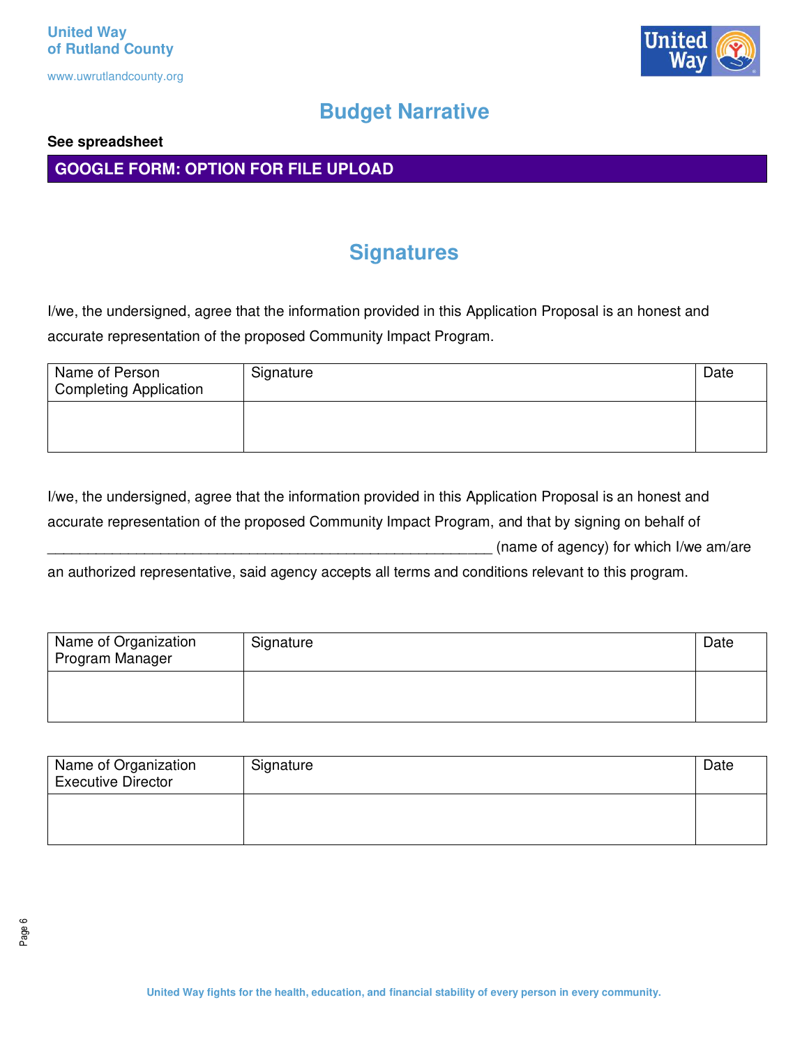# Budget Narrative

**See spreadsheet**

**GOOGLE FORM: OPTION FOR FILE UPLOAD**

# Signatures

I/we, the undersigned, agree that the information provided in this Application Proposal is an honest and accurate representation of the proposed Community Impact Program.

| Name of Person Completing Application | Signature | Date |
|---|---|---|
| | | |

I/we, the undersigned, agree that the information provided in this Application Proposal is an honest and accurate representation of the proposed Community Impact Program, and that by signing on behalf of _______________________________________________________ (name of agency) for which I/we am/are an authorized representative, said agency accepts all terms and conditions relevant to this program.

| Name of Organization Program Manager | Signature | Date |
|---|---|---|
| | | |

| Name of Organization Executive Director | Signature | Date |
|---|---|---|
| | | |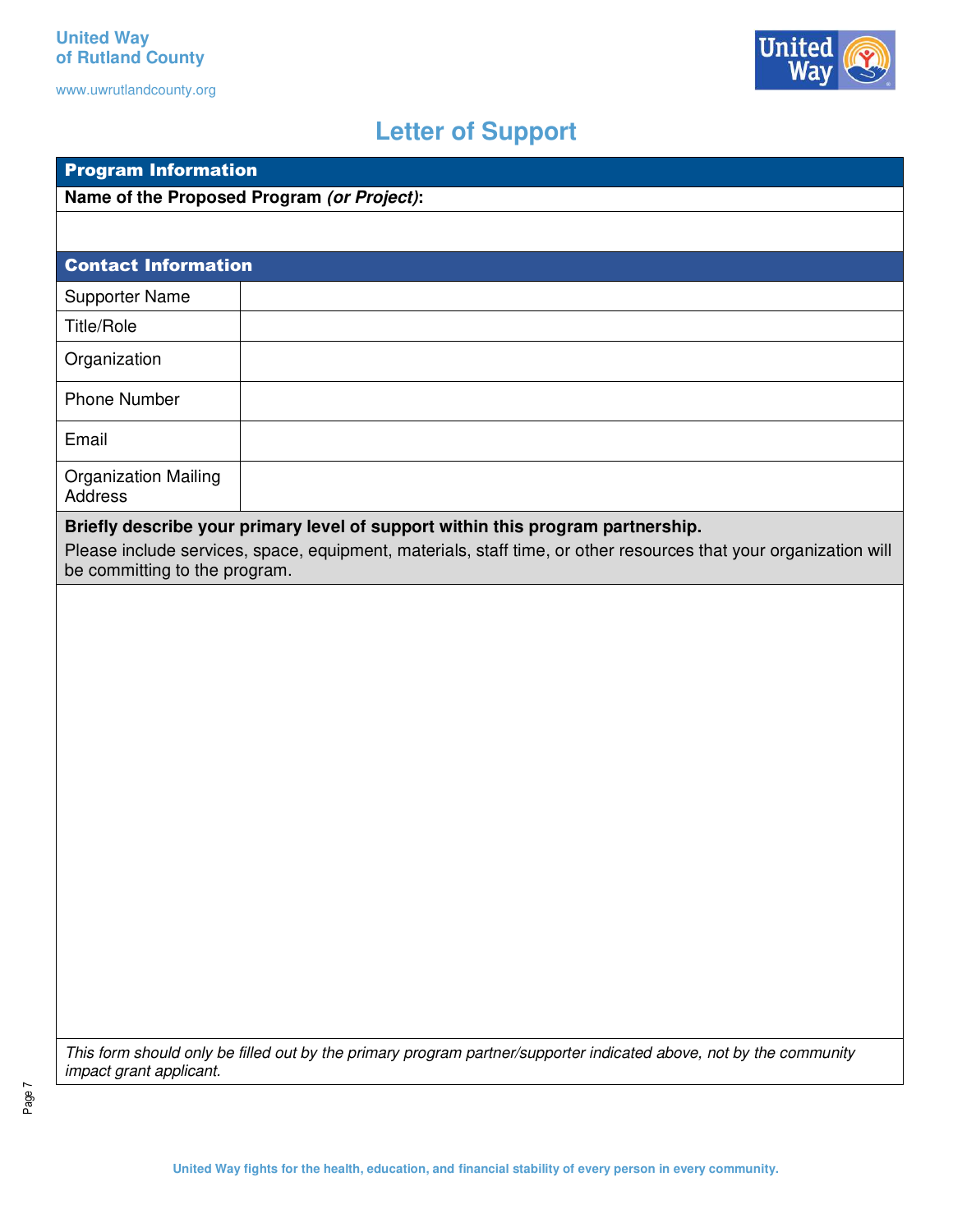United Way
of Rutland County

www.uwrutlandcounty.org

# Letter of Support

| **Program Information** | |
| --- | --- |
| **Name of the Proposed Program *(or Project)*:** | |
| | |

| **Contact Information** | |
| --- | --- |
| Supporter Name | |
| Title/Role | |
| Organization | |
| Phone Number | |
| Email | |
| Organization Mailing Address | |

**Briefly describe your primary level of support within this program partnership.**
Please include services, space, equipment, materials, staff time, or other resources that your organization will be committing to the program.

*This form should only be filled out by the primary program partner/supporter indicated above, not by the community impact grant applicant.*

United Way fights for the health, education, and financial stability of every person in every community.